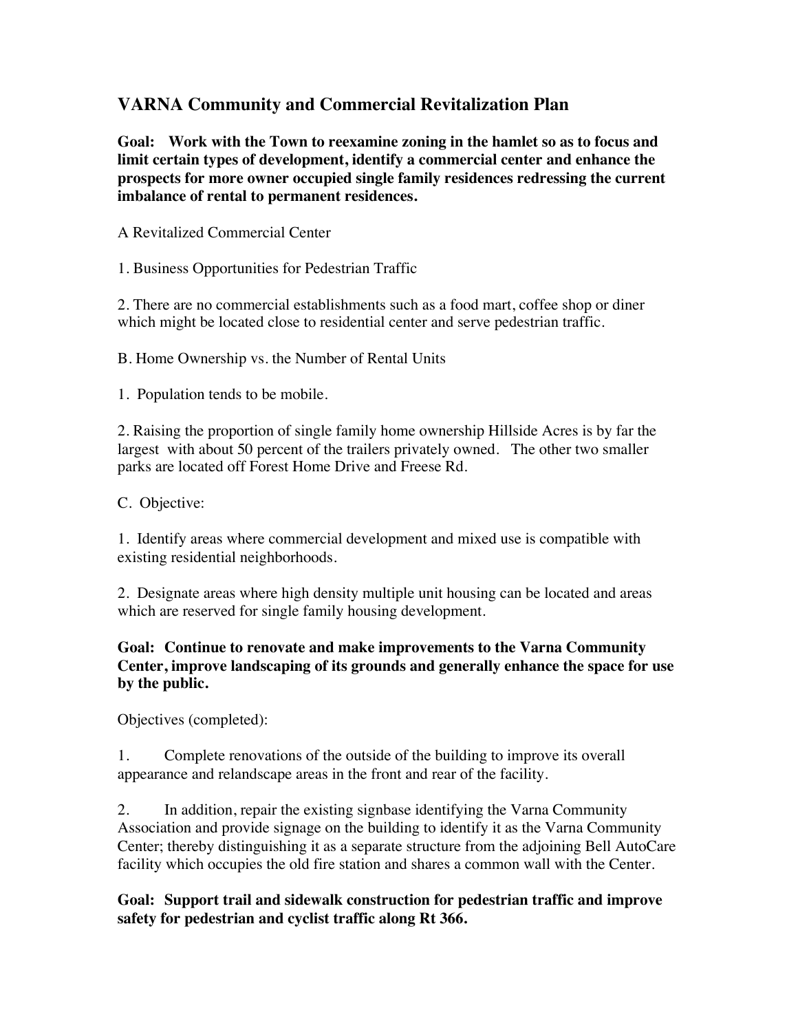# VARNA Community and Commercial Revitalization Plan

**Goal: Work with the Town to reexamine zoning in the hamlet so as to focus and limit certain types of development, identify a commercial center and enhance the prospects for more owner occupied single family residences redressing the current imbalance of rental to permanent residences.**

A Revitalized Commercial Center

1. Business Opportunities for Pedestrian Traffic

2. There are no commercial establishments such as a food mart, coffee shop or diner which might be located close to residential center and serve pedestrian traffic.

B. Home Ownership vs. the Number of Rental Units

1. Population tends to be mobile.

2. Raising the proportion of single family home ownership Hillside Acres is by far the largest with about 50 percent of the trailers privately owned. The other two smaller parks are located off Forest Home Drive and Freese Rd.

C. Objective:

1. Identify areas where commercial development and mixed use is compatible with existing residential neighborhoods.

2. Designate areas where high density multiple unit housing can be located and areas which are reserved for single family housing development.

**Goal: Continue to renovate and make improvements to the Varna Community Center, improve landscaping of its grounds and generally enhance the space for use by the public.**

Objectives (completed):

1. Complete renovations of the outside of the building to improve its overall appearance and relandscape areas in the front and rear of the facility.

2. In addition, repair the existing signbase identifying the Varna Community Association and provide signage on the building to identify it as the Varna Community Center; thereby distinguishing it as a separate structure from the adjoining Bell AutoCare facility which occupies the old fire station and shares a common wall with the Center.

**Goal: Support trail and sidewalk construction for pedestrian traffic and improve safety for pedestrian and cyclist traffic along Rt 366.**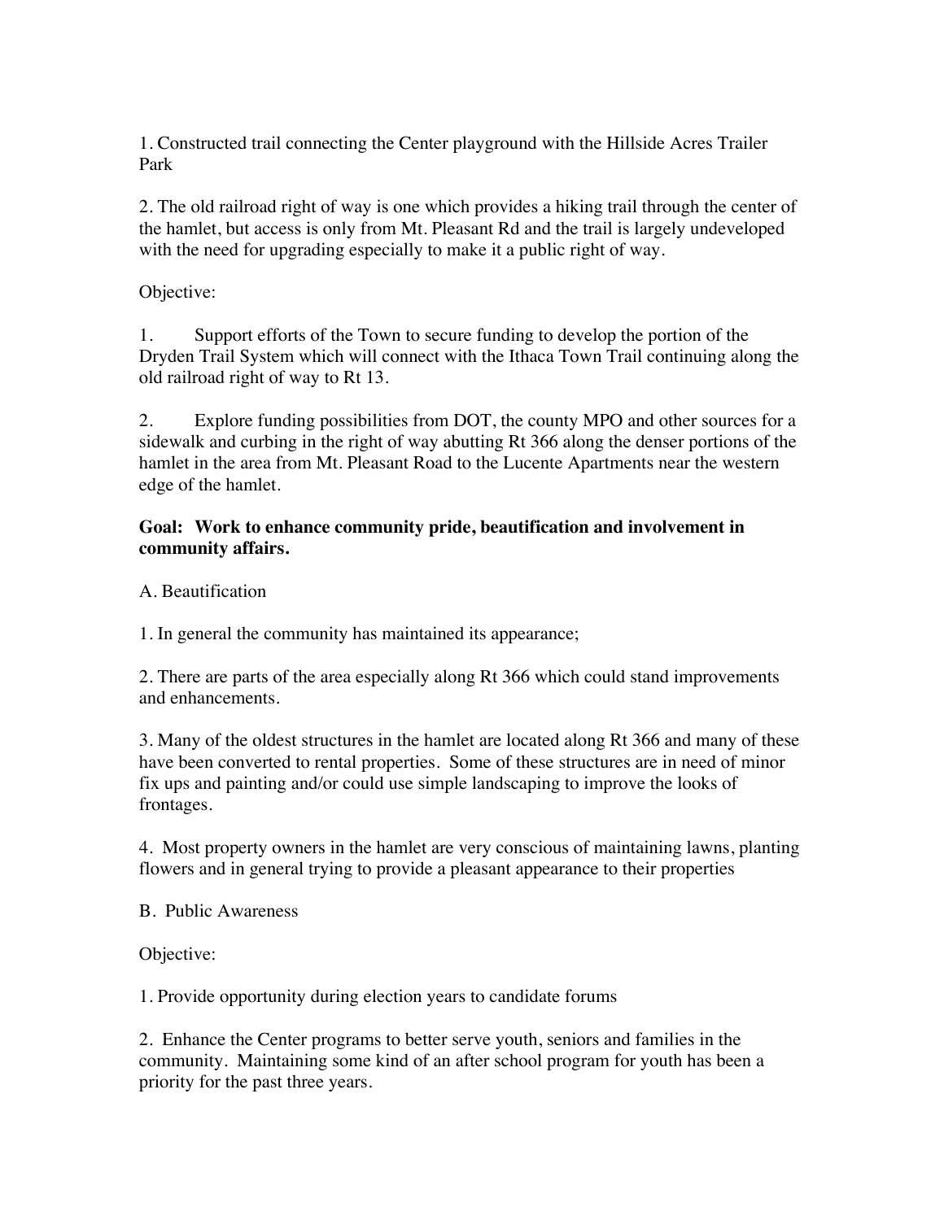1. Constructed trail connecting the Center playground with the Hillside Acres Trailer Park

2. The old railroad right of way is one which provides a hiking trail through the center of the hamlet, but access is only from Mt. Pleasant Rd and the trail is largely undeveloped with the need for upgrading especially to make it a public right of way.

Objective:

1. Support efforts of the Town to secure funding to develop the portion of the Dryden Trail System which will connect with the Ithaca Town Trail continuing along the old railroad right of way to Rt 13.

2. Explore funding possibilities from DOT, the county MPO and other sources for a sidewalk and curbing in the right of way abutting Rt 366 along the denser portions of the hamlet in the area from Mt. Pleasant Road to the Lucente Apartments near the western edge of the hamlet.

**Goal: Work to enhance community pride, beautification and involvement in community affairs.**

A. Beautification

1. In general the community has maintained its appearance;

2. There are parts of the area especially along Rt 366 which could stand improvements and enhancements.

3. Many of the oldest structures in the hamlet are located along Rt 366 and many of these have been converted to rental properties. Some of these structures are in need of minor fix ups and painting and/or could use simple landscaping to improve the looks of frontages.

4. Most property owners in the hamlet are very conscious of maintaining lawns, planting flowers and in general trying to provide a pleasant appearance to their properties

B. Public Awareness

Objective:

1. Provide opportunity during election years to candidate forums

2. Enhance the Center programs to better serve youth, seniors and families in the community. Maintaining some kind of an after school program for youth has been a priority for the past three years.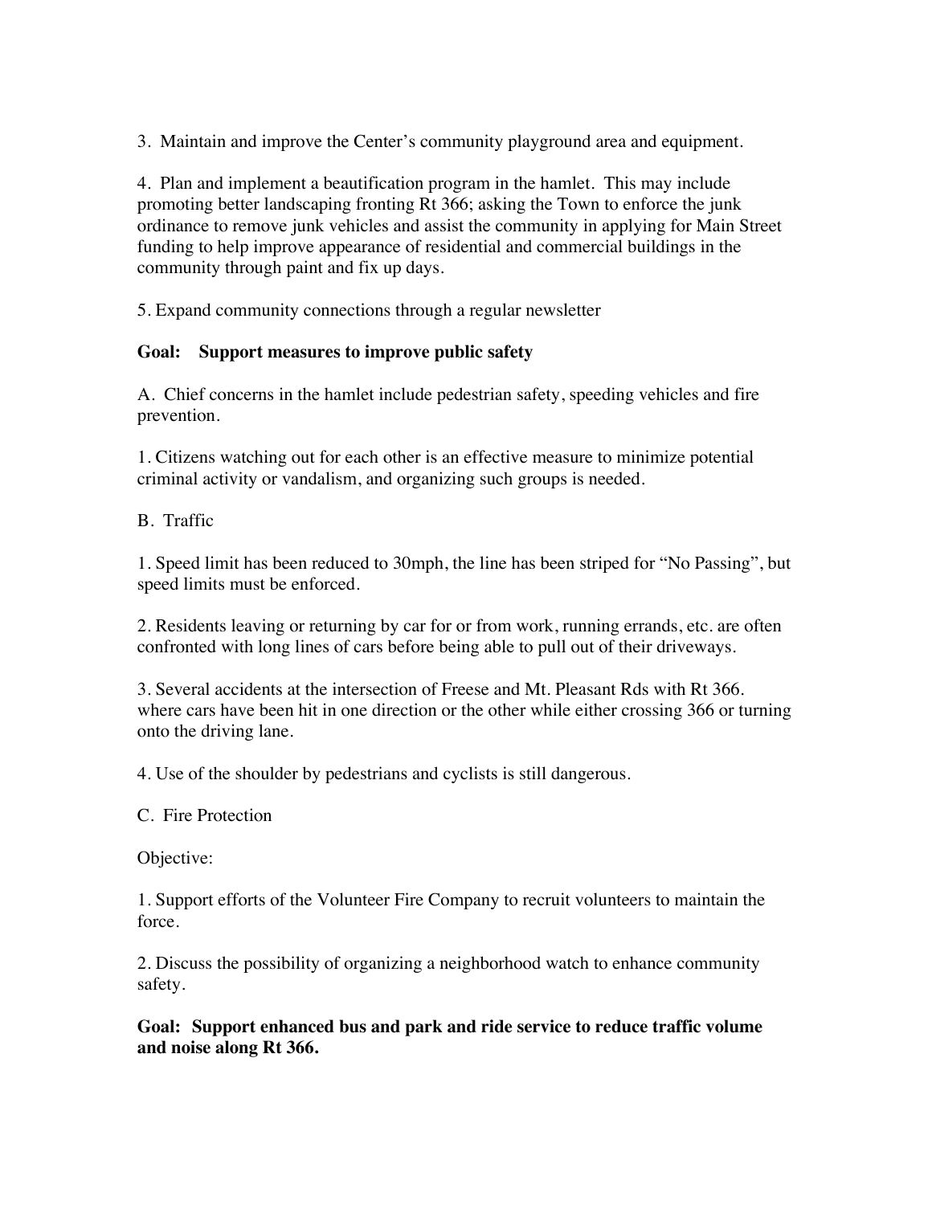3. Maintain and improve the Center's community playground area and equipment.

4. Plan and implement a beautification program in the hamlet. This may include promoting better landscaping fronting Rt 366; asking the Town to enforce the junk ordinance to remove junk vehicles and assist the community in applying for Main Street funding to help improve appearance of residential and commercial buildings in the community through paint and fix up days.

5. Expand community connections through a regular newsletter

**Goal: Support measures to improve public safety**

A. Chief concerns in the hamlet include pedestrian safety, speeding vehicles and fire prevention.

1. Citizens watching out for each other is an effective measure to minimize potential criminal activity or vandalism, and organizing such groups is needed.

B. Traffic

1. Speed limit has been reduced to 30mph, the line has been striped for "No Passing", but speed limits must be enforced.

2. Residents leaving or returning by car for or from work, running errands, etc. are often confronted with long lines of cars before being able to pull out of their driveways.

3. Several accidents at the intersection of Freese and Mt. Pleasant Rds with Rt 366. where cars have been hit in one direction or the other while either crossing 366 or turning onto the driving lane.

4. Use of the shoulder by pedestrians and cyclists is still dangerous.

C. Fire Protection

Objective:

1. Support efforts of the Volunteer Fire Company to recruit volunteers to maintain the force.

2. Discuss the possibility of organizing a neighborhood watch to enhance community safety.

**Goal: Support enhanced bus and park and ride service to reduce traffic volume and noise along Rt 366.**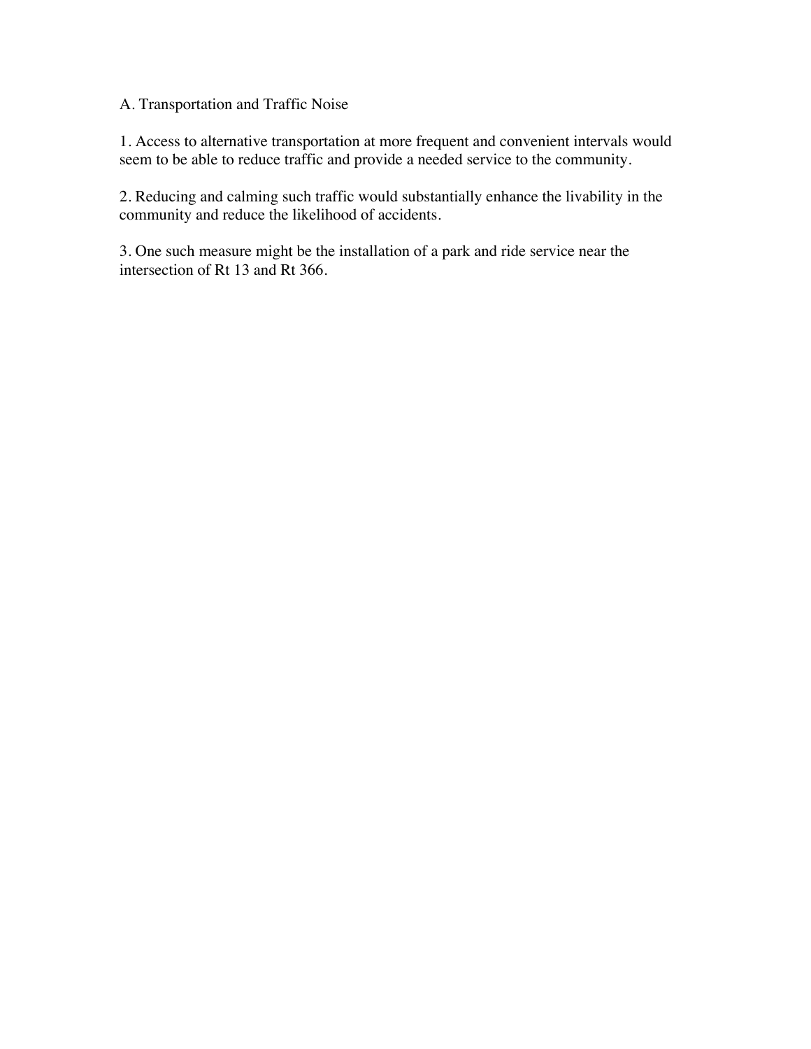## A. Transportation and Traffic Noise

1. Access to alternative transportation at more frequent and convenient intervals would seem to be able to reduce traffic and provide a needed service to the community.

2. Reducing and calming such traffic would substantially enhance the livability in the community and reduce the likelihood of accidents.

3. One such measure might be the installation of a park and ride service near the intersection of Rt 13 and Rt 366.